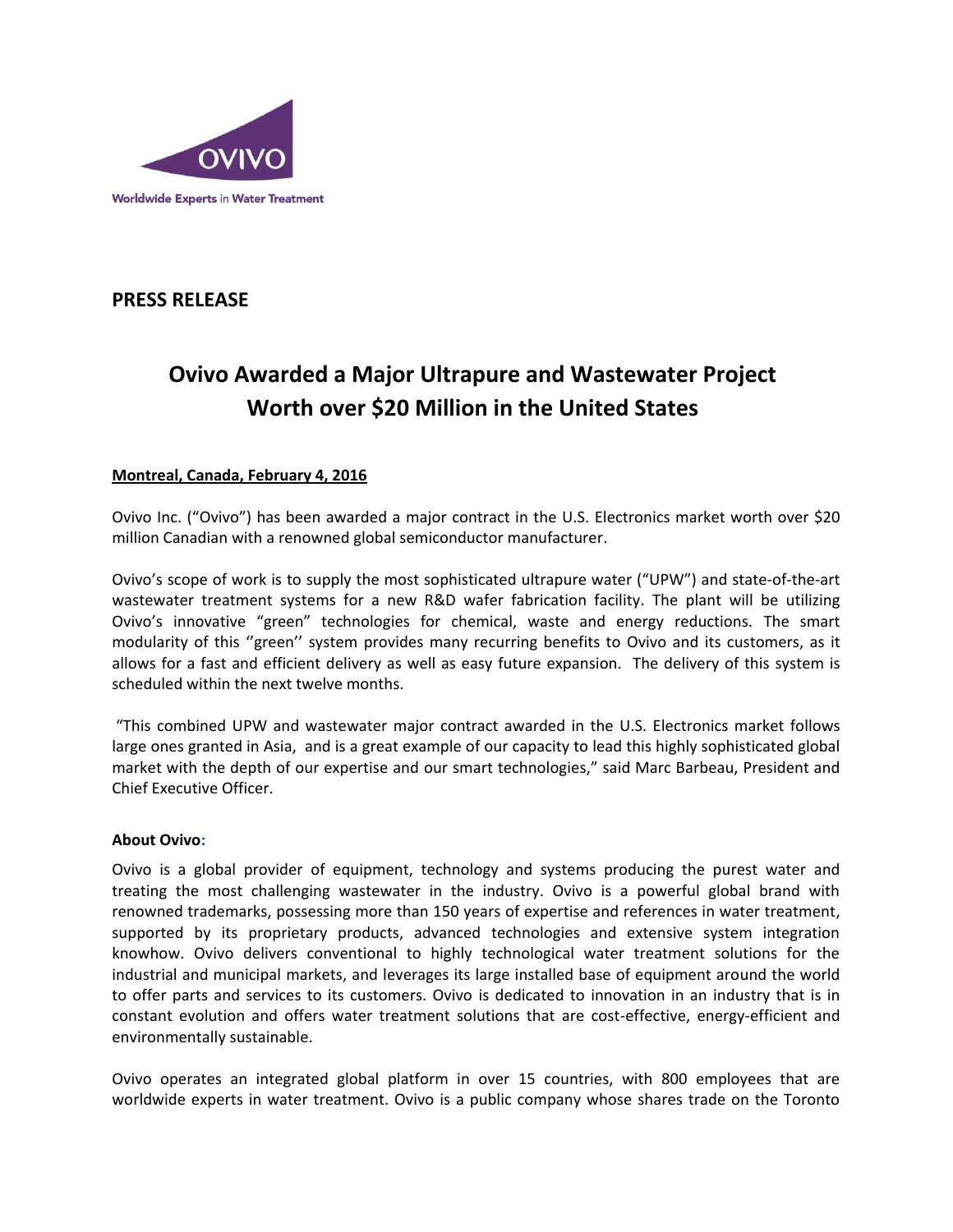OVIVO

Worldwide Experts in Water Treatment

**PRESS RELEASE**

# Ovivo Awarded a Major Ultrapure and Wastewater Project Worth over $20 Million in the United States

**Montreal, Canada, February 4, 2016**

Ovivo Inc. (“Ovivo”) has been awarded a major contract in the U.S. Electronics market worth over $20 million Canadian with a renowned global semiconductor manufacturer.

Ovivo’s scope of work is to supply the most sophisticated ultrapure water (“UPW”) and state-of-the-art wastewater treatment systems for a new R&D wafer fabrication facility. The plant will be utilizing Ovivo’s innovative “green” technologies for chemical, waste and energy reductions. The smart modularity of this ‘’green’’ system provides many recurring benefits to Ovivo and its customers, as it allows for a fast and efficient delivery as well as easy future expansion. The delivery of this system is scheduled within the next twelve months.

“This combined UPW and wastewater major contract awarded in the U.S. Electronics market follows large ones granted in Asia, and is a great example of our capacity to lead this highly sophisticated global market with the depth of our expertise and our smart technologies,” said Marc Barbeau, President and Chief Executive Officer.

**About Ovivo:**

Ovivo is a global provider of equipment, technology and systems producing the purest water and treating the most challenging wastewater in the industry. Ovivo is a powerful global brand with renowned trademarks, possessing more than 150 years of expertise and references in water treatment, supported by its proprietary products, advanced technologies and extensive system integration knowhow. Ovivo delivers conventional to highly technological water treatment solutions for the industrial and municipal markets, and leverages its large installed base of equipment around the world to offer parts and services to its customers. Ovivo is dedicated to innovation in an industry that is in constant evolution and offers water treatment solutions that are cost-effective, energy-efficient and environmentally sustainable.

Ovivo operates an integrated global platform in over 15 countries, with 800 employees that are worldwide experts in water treatment. Ovivo is a public company whose shares trade on the Toronto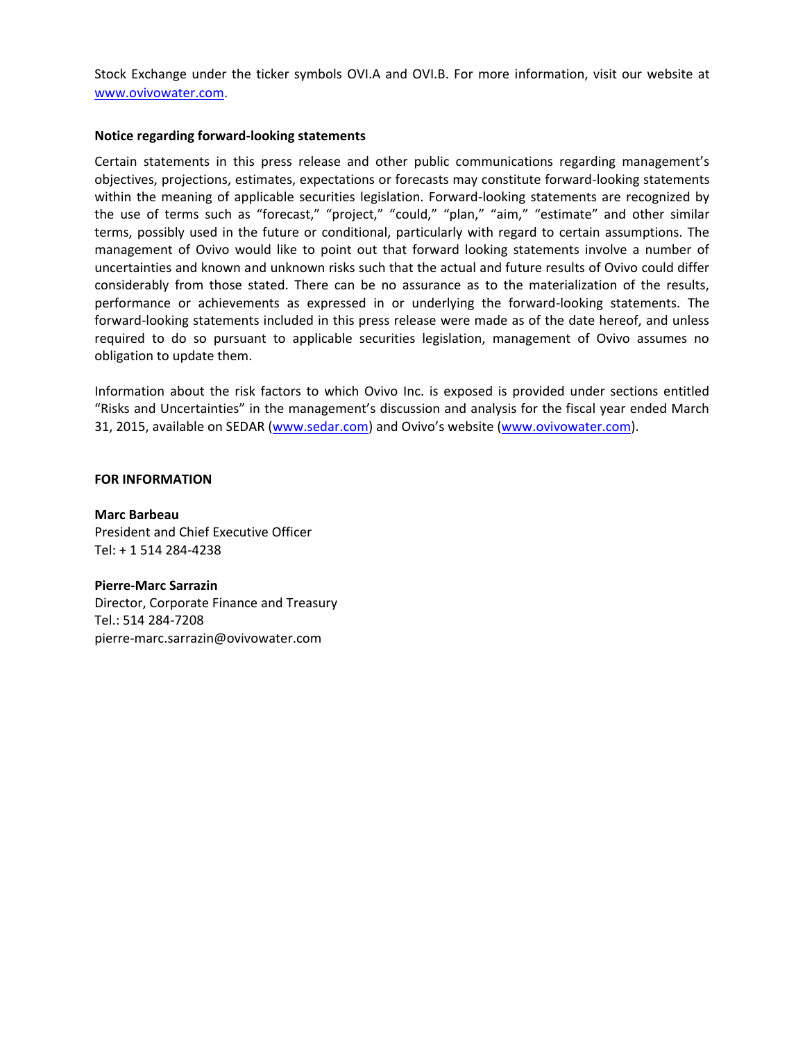Stock Exchange under the ticker symbols OVI.A and OVI.B. For more information, visit our website at www.ovivowater.com.

**Notice regarding forward-looking statements**

Certain statements in this press release and other public communications regarding management's objectives, projections, estimates, expectations or forecasts may constitute forward-looking statements within the meaning of applicable securities legislation. Forward-looking statements are recognized by the use of terms such as "forecast," "project," "could," "plan," "aim," "estimate" and other similar terms, possibly used in the future or conditional, particularly with regard to certain assumptions. The management of Ovivo would like to point out that forward looking statements involve a number of uncertainties and known and unknown risks such that the actual and future results of Ovivo could differ considerably from those stated. There can be no assurance as to the materialization of the results, performance or achievements as expressed in or underlying the forward-looking statements. The forward-looking statements included in this press release were made as of the date hereof, and unless required to do so pursuant to applicable securities legislation, management of Ovivo assumes no obligation to update them.

Information about the risk factors to which Ovivo Inc. is exposed is provided under sections entitled "Risks and Uncertainties" in the management's discussion and analysis for the fiscal year ended March 31, 2015, available on SEDAR (www.sedar.com) and Ovivo's website (www.ovivowater.com).

**FOR INFORMATION**

**Marc Barbeau**
President and Chief Executive Officer
Tel: + 1 514 284-4238

**Pierre-Marc Sarrazin**
Director, Corporate Finance and Treasury
Tel.: 514 284-7208
pierre-marc.sarrazin@ovivowater.com